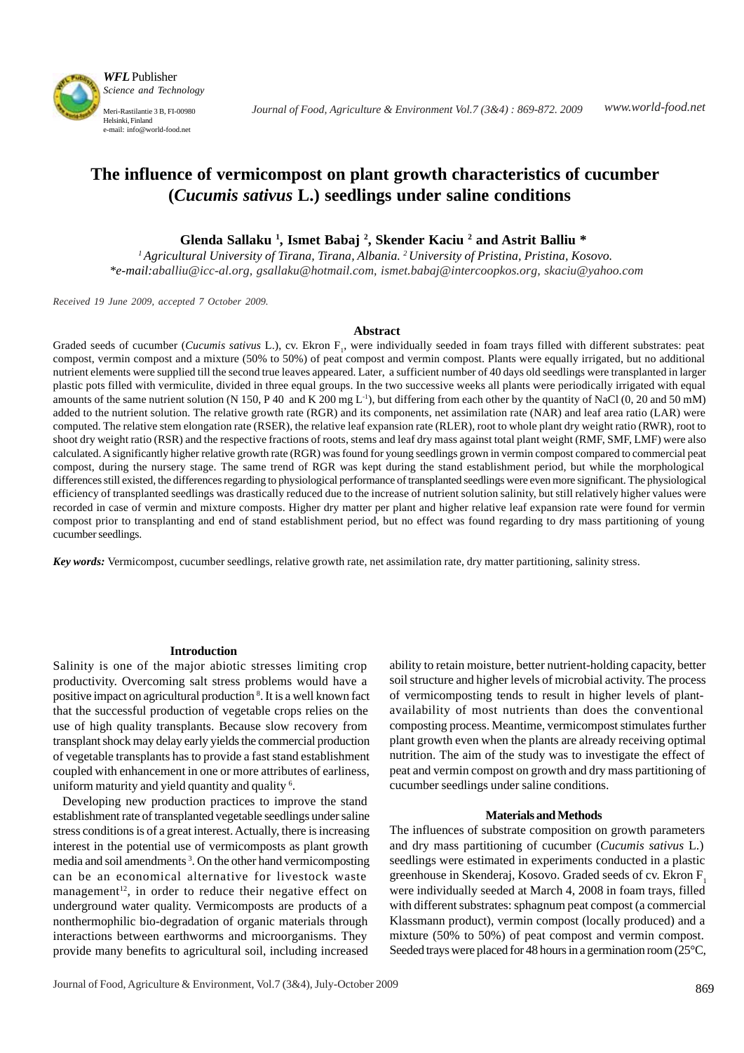# The influence of vermicompost on plant growth characteristics of cucumber (*Cucumis sativus* L.) seedlings under saline conditions

**Glenda Sallaku [1], Ismet Babaj [2], Skender Kaciu [2] and Astrit Balliu ***

[1] *Agricultural University of Tirana, Tirana, Albania.* [2] *University of Pristina, Pristina, Kosovo.*
**e-mail:aballiu@icc-al.org, gsallaku@hotmail.com, ismet.babaj@intercoopkos.org, skaciu@yahoo.com*

*Received 19 June 2009, accepted 7 October 2009.*

## Abstract

Graded seeds of cucumber (*Cucumis sativus* L.), cv. Ekron $F_1$, were individually seeded in foam trays filled with different substrates: peat compost, vermin compost and a mixture (50% to 50%) of peat compost and vermin compost. Plants were equally irrigated, but no additional nutrient elements were supplied till the second true leaves appeared. Later, a sufficient number of 40 days old seedlings were transplanted in larger plastic pots filled with vermiculite, divided in three equal groups. In the two successive weeks all plants were periodically irrigated with equal amounts of the same nutrient solution (N 150, P 40 and K 200 mg $L^{-1}$), but differing from each other by the quantity of NaCl (0, 20 and 50 mM) added to the nutrient solution. The relative growth rate (RGR) and its components, net assimilation rate (NAR) and leaf area ratio (LAR) were computed. The relative stem elongation rate (RSER), the relative leaf expansion rate (RLER), root to whole plant dry weight ratio (RWR), root to shoot dry weight ratio (RSR) and the respective fractions of roots, stems and leaf dry mass against total plant weight (RMF, SMF, LMF) were also calculated. A significantly higher relative growth rate (RGR) was found for young seedlings grown in vermin compost compared to commercial peat compost, during the nursery stage. The same trend of RGR was kept during the stand establishment period, but while the morphological differences still existed, the differences regarding to physiological performance of transplanted seedlings were even more significant. The physiological efficiency of transplanted seedlings was drastically reduced due to the increase of nutrient solution salinity, but still relatively higher values were recorded in case of vermin and mixture composts. Higher dry matter per plant and higher relative leaf expansion rate were found for vermin compost prior to transplanting and end of stand establishment period, but no effect was found regarding to dry mass partitioning of young cucumber seedlings.

***Key words:*** Vermicompost, cucumber seedlings, relative growth rate, net assimilation rate, dry matter partitioning, salinity stress.

## Introduction

Salinity is one of the major abiotic stresses limiting crop productivity. Overcoming salt stress problems would have a positive impact on agricultural production [8]. It is a well known fact that the successful production of vegetable crops relies on the use of high quality transplants. Because slow recovery from transplant shock may delay early yields the commercial production of vegetable transplants has to provide a fast stand establishment coupled with enhancement in one or more attributes of earliness, uniform maturity and yield quantity and quality [6].

Developing new production practices to improve the stand establishment rate of transplanted vegetable seedlings under saline stress conditions is of a great interest. Actually, there is increasing interest in the potential use of vermicomposts as plant growth media and soil amendments [3]. On the other hand vermicomposting can be an economical alternative for livestock waste management[12], in order to reduce their negative effect on underground water quality. Vermicomposts are products of a nonthermophilic bio-degradation of organic materials through interactions between earthworms and microorganisms. They provide many benefits to agricultural soil, including increased ability to retain moisture, better nutrient-holding capacity, better soil structure and higher levels of microbial activity. The process of vermicomposting tends to result in higher levels of plant-availability of most nutrients than does the conventional composting process. Meantime, vermicompost stimulates further plant growth even when the plants are already receiving optimal nutrition. The aim of the study was to investigate the effect of peat and vermin compost on growth and dry mass partitioning of cucumber seedlings under saline conditions.

## Materials and Methods

The influences of substrate composition on growth parameters and dry mass partitioning of cucumber (*Cucumis sativus* L.) seedlings were estimated in experiments conducted in a plastic greenhouse in Skenderaj, Kosovo. Graded seeds of cv. Ekron $F_1$ were individually seeded at March 4, 2008 in foam trays, filled with different substrates: sphagnum peat compost (a commercial Klassmann product), vermin compost (locally produced) and a mixture (50% to 50%) of peat compost and vermin compost. Seeded trays were placed for 48 hours in a germination room (25°C,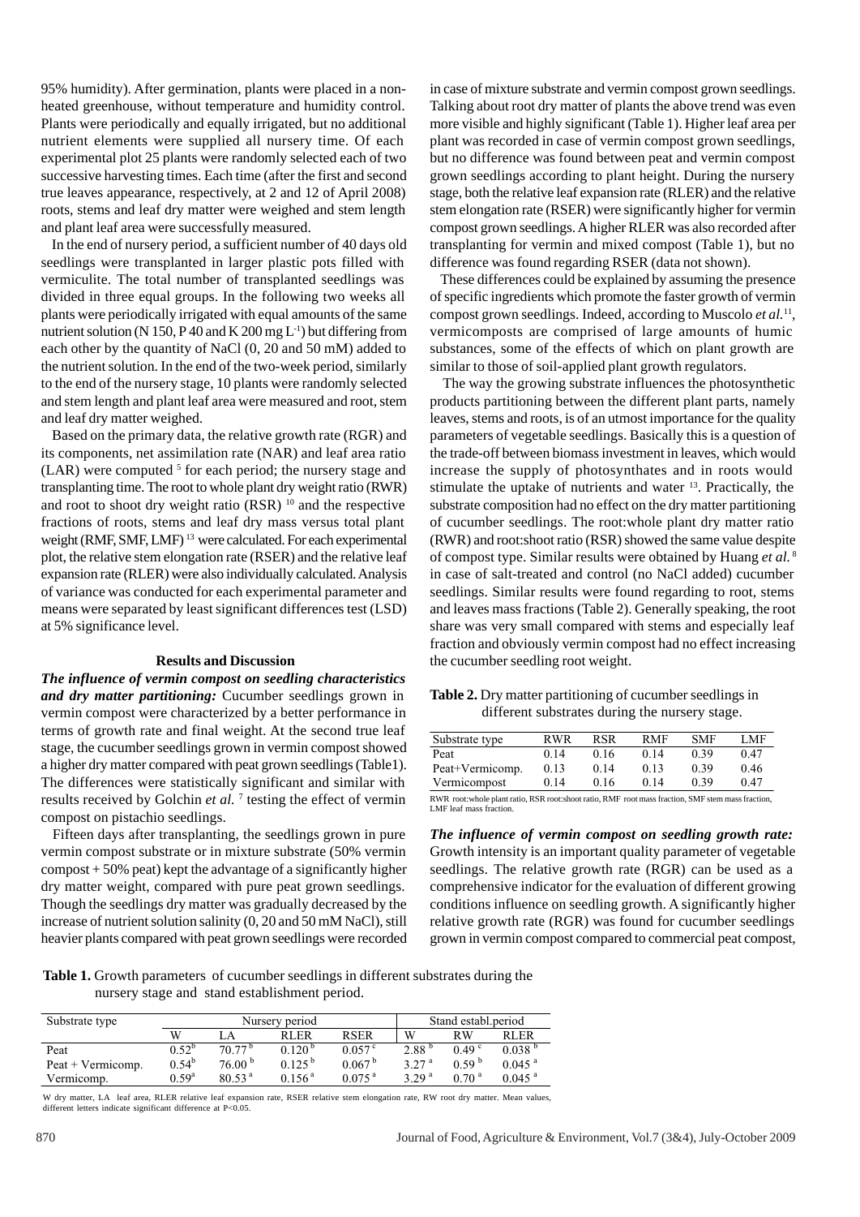95% humidity). After germination, plants were placed in a non-heated greenhouse, without temperature and humidity control. Plants were periodically and equally irrigated, but no additional nutrient elements were supplied all nursery time. Of each experimental plot 25 plants were randomly selected each of two successive harvesting times. Each time (after the first and second true leaves appearance, respectively, at 2 and 12 of April 2008) roots, stems and leaf dry matter were weighed and stem length and plant leaf area were successfully measured.

In the end of nursery period, a sufficient number of 40 days old seedlings were transplanted in larger plastic pots filled with vermiculite. The total number of transplanted seedlings was divided in three equal groups. In the following two weeks all plants were periodically irrigated with equal amounts of the same nutrient solution (N 150, P 40 and K 200 mg $L^{-1}$) but differing from each other by the quantity of NaCl (0, 20 and 50 mM) added to the nutrient solution. In the end of the two-week period, similarly to the end of the nursery stage, 10 plants were randomly selected and stem length and plant leaf area were measured and root, stem and leaf dry matter weighed.

Based on the primary data, the relative growth rate (RGR) and its components, net assimilation rate (NAR) and leaf area ratio (LAR) were computed [5] for each period; the nursery stage and transplanting time. The root to whole plant dry weight ratio (RWR) and root to shoot dry weight ratio (RSR) [10] and the respective fractions of roots, stems and leaf dry mass versus total plant weight (RMF, SMF, LMF) [13] were calculated. For each experimental plot, the relative stem elongation rate (RSER) and the relative leaf expansion rate (RLER) were also individually calculated. Analysis of variance was conducted for each experimental parameter and means were separated by least significant differences test (LSD) at 5% significance level.

## Results and Discussion

***The influence of vermin compost on seedling characteristics and dry matter partitioning:*** Cucumber seedlings grown in vermin compost were characterized by a better performance in terms of growth rate and final weight. At the second true leaf stage, the cucumber seedlings grown in vermin compost showed a higher dry matter compared with peat grown seedlings (Table1). The differences were statistically significant and similar with results received by Golchin *et al.* [7] testing the effect of vermin compost on pistachio seedlings.

Fifteen days after transplanting, the seedlings grown in pure vermin compost substrate or in mixture substrate (50% vermin compost + 50% peat) kept the advantage of a significantly higher dry matter weight, compared with pure peat grown seedlings. Though the seedlings dry matter was gradually decreased by the increase of nutrient solution salinity (0, 20 and 50 mM NaCl), still heavier plants compared with peat grown seedlings were recorded in case of mixture substrate and vermin compost grown seedlings. Talking about root dry matter of plants the above trend was even more visible and highly significant (Table 1). Higher leaf area per plant was recorded in case of vermin compost grown seedlings, but no difference was found between peat and vermin compost grown seedlings according to plant height. During the nursery stage, both the relative leaf expansion rate (RLER) and the relative stem elongation rate (RSER) were significantly higher for vermin compost grown seedlings. A higher RLER was also recorded after transplanting for vermin and mixed compost (Table 1), but no difference was found regarding RSER (data not shown).

These differences could be explained by assuming the presence of specific ingredients which promote the faster growth of vermin compost grown seedlings. Indeed, according to Muscolo *et al.*[11], vermicomposts are comprised of large amounts of humic substances, some of the effects of which on plant growth are similar to those of soil-applied plant growth regulators.

The way the growing substrate influences the photosynthetic products partitioning between the different plant parts, namely leaves, stems and roots, is of an utmost importance for the quality parameters of vegetable seedlings. Basically this is a question of the trade-off between biomass investment in leaves, which would increase the supply of photosynthates and in roots would stimulate the uptake of nutrients and water [13]. Practically, the substrate composition had no effect on the dry matter partitioning of cucumber seedlings. The root:whole plant dry matter ratio (RWR) and root:shoot ratio (RSR) showed the same value despite of compost type. Similar results were obtained by Huang *et al.* [8] in case of salt-treated and control (no NaCl added) cucumber seedlings. Similar results were found regarding to root, stems and leaves mass fractions (Table 2). Generally speaking, the root share was very small compared with stems and especially leaf fraction and obviously vermin compost had no effect increasing the cucumber seedling root weight.

**Table 2.** Dry matter partitioning of cucumber seedlings in different substrates during the nursery stage.

| Substrate type | RWR | RSR | RMF | SMF | LMF |
|---|---|---|---|---|---|
| Peat | 0.14 | 0.16 | 0.14 | 0.39 | 0.47 |
| Peat+Vermicomp. | 0.13 | 0.14 | 0.13 | 0.39 | 0.46 |
| Vermicompost | 0.14 | 0.16 | 0.14 | 0.39 | 0.47 |

RWR root:whole plant ratio, RSR root:shoot ratio, RMF root mass fraction, SMF stem mass fraction, LMF leaf mass fraction.

***The influence of vermin compost on seedling growth rate:*** Growth intensity is an important quality parameter of vegetable seedlings. The relative growth rate (RGR) can be used as a comprehensive indicator for the evaluation of different growing conditions influence on seedling growth. A significantly higher relative growth rate (RGR) was found for cucumber seedlings grown in vermin compost compared to commercial peat compost,

**Table 1.** Growth parameters of cucumber seedlings in different substrates during the nursery stage and stand establishment period.

| Substrate type | Nursery period | | | | Stand establ.period | | |
|---|---|---|---|---|---|---|---|
| | W | LA | RLER | RSER | W | RW | RLER |
| Peat | $0.52^{b}$ | $70.77^{b}$ | $0.120^{b}$ | $0.057^{c}$ | $2.88^{b}$ | $0.49^{c}$ | $0.038^{b}$ |
| Peat + Vermicomp. | $0.54^{b}$ | $76.00^{b}$ | $0.125^{b}$ | $0.067^{b}$ | $3.27^{a}$ | $0.59^{b}$ | $0.045^{a}$ |
| Vermicomp. | $0.59^{a}$ | $80.53^{a}$ | $0.156^{a}$ | $0.075^{a}$ | $3.29^{a}$ | $0.70^{a}$ | $0.045^{a}$ |

W dry matter, LA leaf area, RLER relative leaf expansion rate, RSER relative stem elongation rate, RW root dry matter. Mean values, different letters indicate significant difference at $P<0.05$.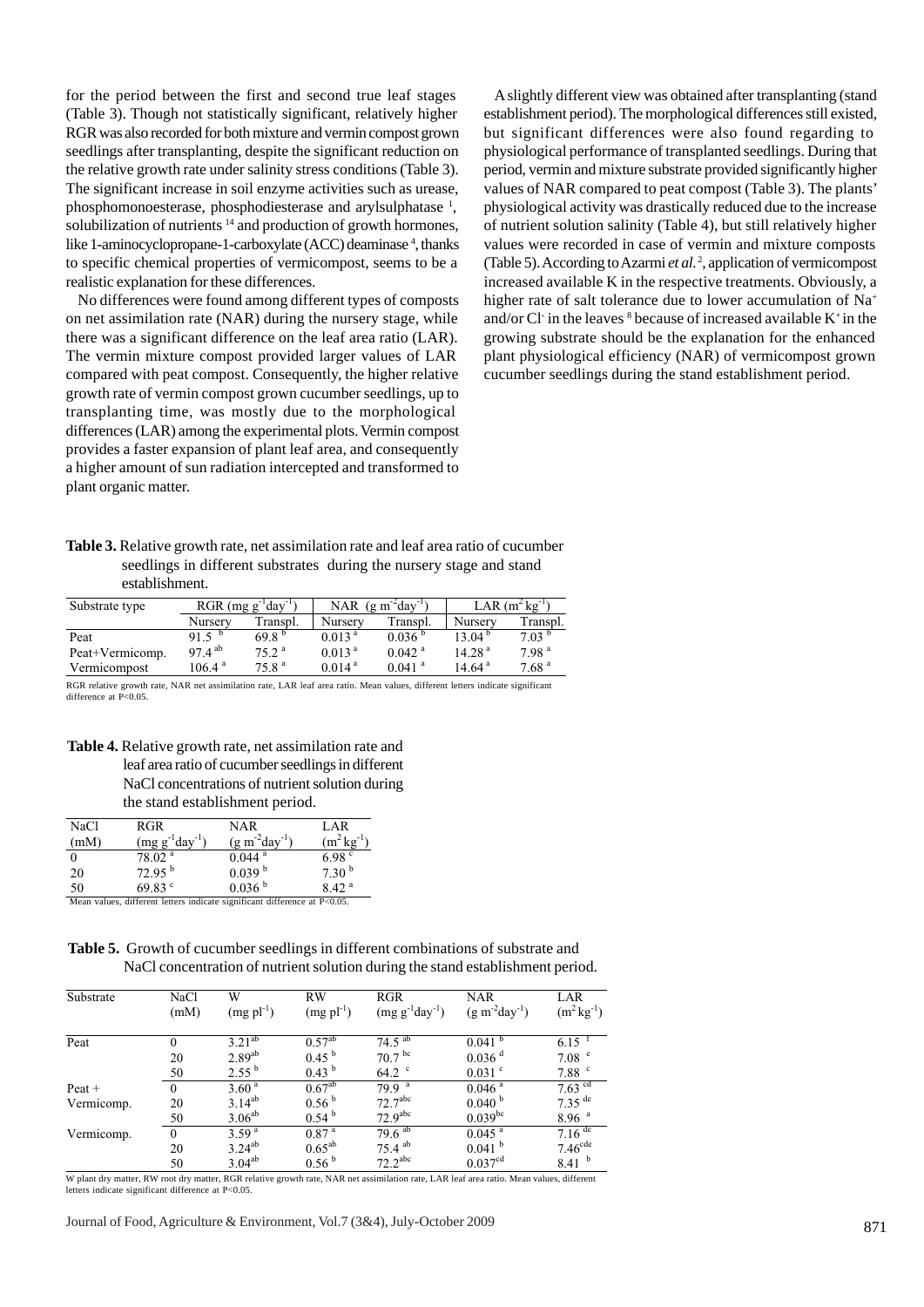for the period between the first and second true leaf stages (Table 3). Though not statistically significant, relatively higher RGR was also recorded for both mixture and vermin compost grown seedlings after transplanting, despite the significant reduction on the relative growth rate under salinity stress conditions (Table 3). The significant increase in soil enzyme activities such as urease, phosphomonoesterase, phosphodiesterase and arylsulphatase [1], solubilization of nutrients [14] and production of growth hormones, like 1-aminocyclopropane-1-carboxylate (ACC) deaminase [4], thanks to specific chemical properties of vermicompost, seems to be a realistic explanation for these differences.

No differences were found among different types of composts on net assimilation rate (NAR) during the nursery stage, while there was a significant difference on the leaf area ratio (LAR). The vermin mixture compost provided larger values of LAR compared with peat compost. Consequently, the higher relative growth rate of vermin compost grown cucumber seedlings, up to transplanting time, was mostly due to the morphological differences (LAR) among the experimental plots. Vermin compost provides a faster expansion of plant leaf area, and consequently a higher amount of sun radiation intercepted and transformed to plant organic matter.

A slightly different view was obtained after transplanting (stand establishment period). The morphological differences still existed, but significant differences were also found regarding to physiological performance of transplanted seedlings. During that period, vermin and mixture substrate provided significantly higher values of NAR compared to peat compost (Table 3). The plants' physiological activity was drastically reduced due to the increase of nutrient solution salinity (Table 4), but still relatively higher values were recorded in case of vermin and mixture composts (Table 5). According to Azarmi *et al.* [2], application of vermicompost increased available K in the respective treatments. Obviously, a higher rate of salt tolerance due to lower accumulation of $Na^+$ and/or $Cl^-$ in the leaves [8] because of increased available $K^+$ in the growing substrate should be the explanation for the enhanced plant physiological efficiency (NAR) of vermicompost grown cucumber seedlings during the stand establishment period.

**Table 3.** Relative growth rate, net assimilation rate and leaf area ratio of cucumber seedlings in different substrates during the nursery stage and stand establishment.

| Substrate type | RGR (mg $g^{-1}day^{-1}$) | | NAR (g $m^{-2}day^{-1}$) | | LAR ($m^2$ $kg^{-1}$) | |
|---|---|---|---|---|---|---|
| | Nursery | Transpl. | Nursery | Transpl. | Nursery | Transpl. |
| Peat | 91.5 $^{b}$ | 69.8 $^{b}$ | 0.013 $^{a}$ | 0.036 $^{b}$ | 13.04 $^{b}$ | 7.03 $^{b}$ |
| Peat+Vermicomp. | 97.4 $^{ab}$ | 75.2 $^{a}$ | 0.013 $^{a}$ | 0.042 $^{a}$ | 14.28 $^{a}$ | 7.98 $^{a}$ |
| Vermicompost | 106.4 $^{a}$ | 75.8 $^{a}$ | 0.014 $^{a}$ | 0.041 $^{a}$ | 14.64 $^{a}$ | 7.68 $^{a}$ |

RGR relative growth rate, NAR net assimilation rate, LAR leaf area ratio. Mean values, different letters indicate significant difference at P<0.05.

**Table 4.** Relative growth rate, net assimilation rate and leaf area ratio of cucumber seedlings in different NaCl concentrations of nutrient solution during the stand establishment period.

| NaCl (mM) | RGR (mg $g^{-1}day^{-1}$) | NAR (g $m^{-2}day^{-1}$) | LAR ($m^2$ $kg^{-1}$) |
|---|---|---|---|
| 0 | 78.02 $^{a}$ | 0.044 $^{a}$ | 6.98 $^{c}$ |
| 20 | 72.95 $^{b}$ | 0.039 $^{b}$ | 7.30 $^{b}$ |
| 50 | 69.83 $^{c}$ | 0.036 $^{b}$ | 8.42 $^{a}$ |

Mean values, different letters indicate significant difference at P<0.05.

**Table 5.** Growth of cucumber seedlings in different combinations of substrate and NaCl concentration of nutrient solution during the stand establishment period.

| Substrate | NaCl (mM) | W (mg $pl^{-1}$) | RW (mg $pl^{-1}$) | RGR (mg $g^{-1}day^{-1}$) | NAR (g $m^{-2}day^{-1}$) | LAR ($m^2$ $kg^{-1}$) |
|---|---|---|---|---|---|---|
| Peat | 0 | 3.21$^{ab}$ | 0.57$^{ab}$ | 74.5 $^{ab}$ | 0.041 $^{b}$ | 6.15 $^{f}$ |
| | 20 | 2.89$^{ab}$ | 0.45 $^{b}$ | 70.7 $^{bc}$ | 0.036 $^{d}$ | 7.08 $^{e}$ |
| | 50 | 2.55 $^{b}$ | 0.43 $^{b}$ | 64.2 $^{c}$ | 0.031 $^{c}$ | 7.88 $^{c}$ |
| Peat + Vermicomp. | 0 | 3.60 $^{a}$ | 0.67$^{ab}$ | 79.9 $^{a}$ | 0.046 $^{a}$ | 7.63 $^{cd}$ |
| | 20 | 3.14$^{ab}$ | 0.56 $^{b}$ | 72.7$^{abc}$ | 0.040 $^{b}$ | 7.35 $^{de}$ |
| | 50 | 3.06$^{ab}$ | 0.54 $^{b}$ | 72.9$^{abc}$ | 0.039$^{bc}$ | 8.96 $^{a}$ |
| Vermicomp. | 0 | 3.59 $^{a}$ | 0.87 $^{a}$ | 79.6 $^{ab}$ | 0.045 $^{a}$ | 7.16 $^{de}$ |
| | 20 | 3.24$^{ab}$ | 0.65$^{ab}$ | 75.4 $^{ab}$ | 0.041 $^{b}$ | 7.46$^{cde}$ |
| | 50 | 3.04$^{ab}$ | 0.56 $^{b}$ | 72.2$^{abc}$ | 0.037$^{cd}$ | 8.41 $^{b}$ |

W plant dry matter, RW root dry matter, RGR relative growth rate, NAR net assimilation rate, LAR leaf area ratio. Mean values, different letters indicate significant difference at P<0.05.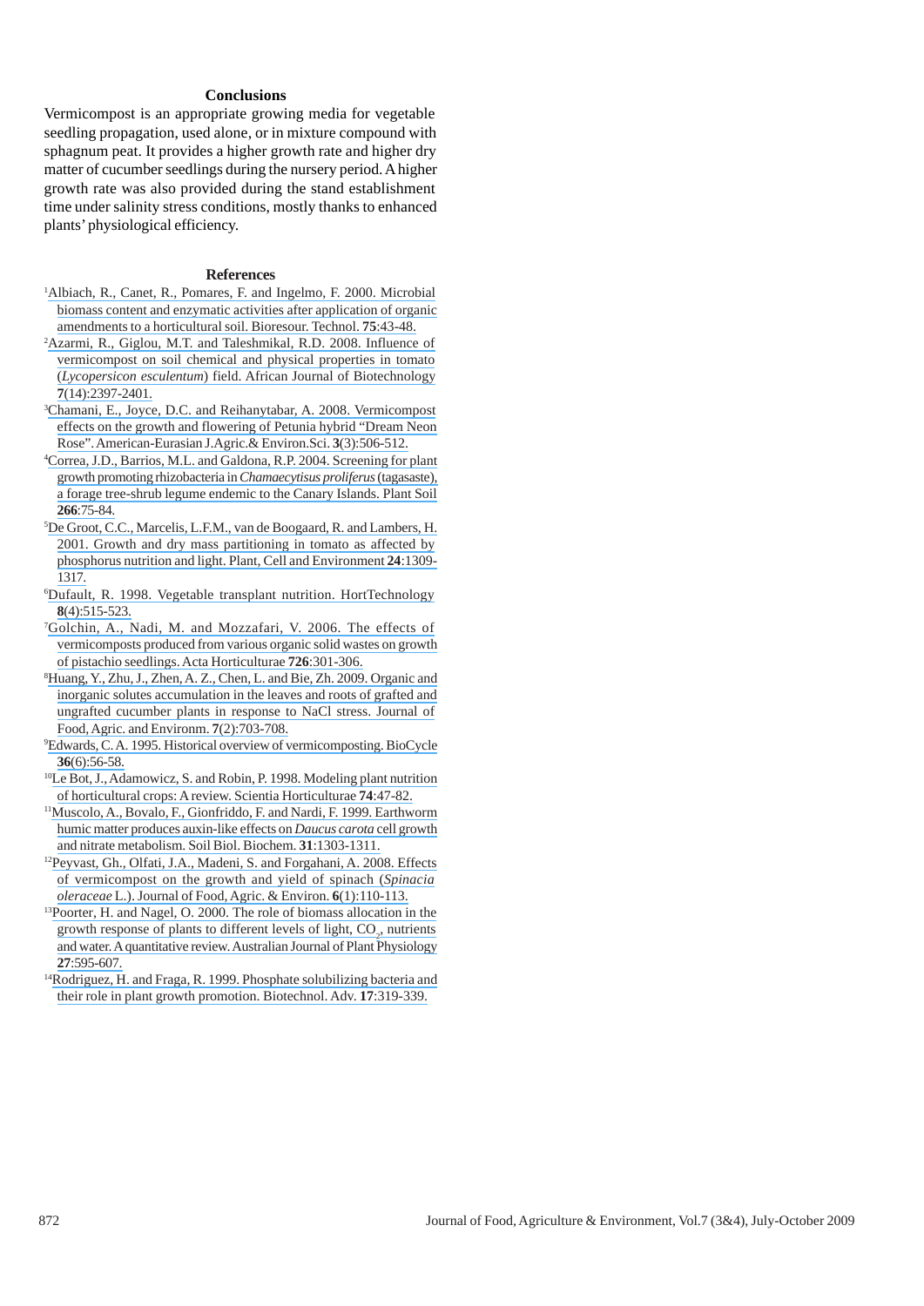## Conclusions

Vermicompost is an appropriate growing media for vegetable seedling propagation, used alone, or in mixture compound with sphagnum peat. It provides a higher growth rate and higher dry matter of cucumber seedlings during the nursery period. A higher growth rate was also provided during the stand establishment time under salinity stress conditions, mostly thanks to enhanced plants' physiological efficiency.

## References

[1]Albiach, R., Canet, R., Pomares, F. and Ingelmo, F. 2000. Microbial biomass content and enzymatic activities after application of organic amendments to a horticultural soil. Bioresour. Technol. **75**:43-48.

[2]Azarmi, R., Giglou, M.T. and Taleshmikal, R.D. 2008. Influence of vermicompost on soil chemical and physical properties in tomato (*Lycopersicon esculentum*) field. African Journal of Biotechnology **7**(14):2397-2401.

[3]Chamani, E., Joyce, D.C. and Reihanytabar, A. 2008. Vermicompost effects on the growth and flowering of Petunia hybrid "Dream Neon Rose". American-Eurasian J.Agric.& Environ.Sci. **3**(3):506-512.

[4]Correa, J.D., Barrios, M.L. and Galdona, R.P. 2004. Screening for plant growth promoting rhizobacteria in *Chamaecytisus proliferus* (tagasaste), a forage tree-shrub legume endemic to the Canary Islands. Plant Soil **266**:75-84.

[5]De Groot, C.C., Marcelis, L.F.M., van de Boogaard, R. and Lambers, H. 2001. Growth and dry mass partitioning in tomato as affected by phosphorus nutrition and light. Plant, Cell and Environment **24**:1309-1317.

[6]Dufault, R. 1998. Vegetable transplant nutrition. HortTechnology **8**(4):515-523.

[7]Golchin, A., Nadi, M. and Mozzafari, V. 2006. The effects of vermicomposts produced from various organic solid wastes on growth of pistachio seedlings. Acta Horticulturae **726**:301-306.

[8]Huang, Y., Zhu, J., Zhen, A. Z., Chen, L. and Bie, Zh. 2009. Organic and inorganic solutes accumulation in the leaves and roots of grafted and ungrafted cucumber plants in response to NaCl stress. Journal of Food, Agric. and Environm. **7**(2):703-708.

[9]Edwards, C. A. 1995. Historical overview of vermicomposting. BioCycle **36**(6):56-58.

[10]Le Bot, J., Adamowicz, S. and Robin, P. 1998. Modeling plant nutrition of horticultural crops: A review. Scientia Horticulturae **74**:47-82.

[11]Muscolo, A., Bovalo, F., Gionfriddo, F. and Nardi, F. 1999. Earthworm humic matter produces auxin-like effects on *Daucus carota* cell growth and nitrate metabolism. Soil Biol. Biochem. **31**:1303-1311.

[12]Peyvast, Gh., Olfati, J.A., Madeni, S. and Forgahani, A. 2008. Effects of vermicompost on the growth and yield of spinach (*Spinacia oleraceae* L.). Journal of Food, Agric. & Environ. **6**(1):110-113.

[13]Poorter, H. and Nagel, O. 2000. The role of biomass allocation in the growth response of plants to different levels of light, $CO_2$, nutrients and water. A quantitative review. Australian Journal of Plant Physiology **27**:595-607.

[14]Rodriguez, H. and Fraga, R. 1999. Phosphate solubilizing bacteria and their role in plant growth promotion. Biotechnol. Adv. **17**:319-339.